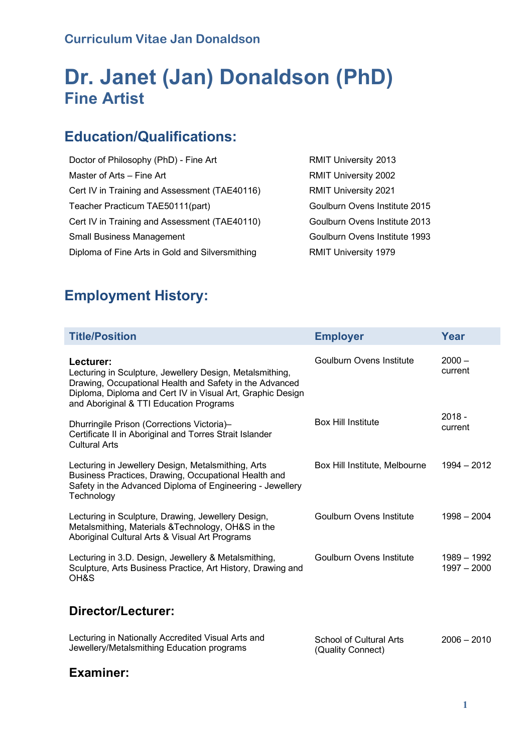Curriculum Vitae Jan Donaldson

# Dr. Janet (Jan) Donaldson (PhD)
## Fine Artist

## Education/Qualifications:

| | |
|---|---|
| Doctor of Philosophy (PhD) - Fine Art | RMIT University 2013 |
| Master of Arts – Fine Art | RMIT University 2002 |
| Cert IV in Training and Assessment (TAE40116) | RMIT University 2021 |
| Teacher Practicum TAE50111(part) | Goulburn Ovens Institute 2015 |
| Cert IV in Training and Assessment (TAE40110) | Goulburn Ovens Institute 2013 |
| Small Business Management | Goulburn Ovens Institute 1993 |
| Diploma of Fine Arts in Gold and Silversmithing | RMIT University 1979 |

## Employment History:

| Title/Position | Employer | Year |
|---|---|---|
| **Lecturer:** Lecturing in Sculpture, Jewellery Design, Metalsmithing, Drawing, Occupational Health and Safety in the Advanced Diploma, Diploma and Cert IV in Visual Art, Graphic Design and Aboriginal & TTI Education Programs | Goulburn Ovens Institute | 2000 – current |
| Dhurringile Prison (Corrections Victoria)– Certificate II in Aboriginal and Torres Strait Islander Cultural Arts | Box Hill Institute | 2018 - current |
| Lecturing in Jewellery Design, Metalsmithing, Arts Business Practices, Drawing, Occupational Health and Safety in the Advanced Diploma of Engineering - Jewellery Technology | Box Hill Institute, Melbourne | 1994 – 2012 |
| Lecturing in Sculpture, Drawing, Jewellery Design, Metalsmithing, Materials &Technology, OH&S in the Aboriginal Cultural Arts & Visual Art Programs | Goulburn Ovens Institute | 1998 – 2004 |
| Lecturing in 3.D. Design, Jewellery & Metalsmithing, Sculpture, Arts Business Practice, Art History, Drawing and OH&S | Goulburn Ovens Institute | 1989 – 1992<br>1997 – 2000 |

### Director/Lecturer:

| | | |
|---|---|---|
| Lecturing in Nationally Accredited Visual Arts and Jewellery/Metalsmithing Education programs | School of Cultural Arts (Quality Connect) | 2006 – 2010 |

### Examiner: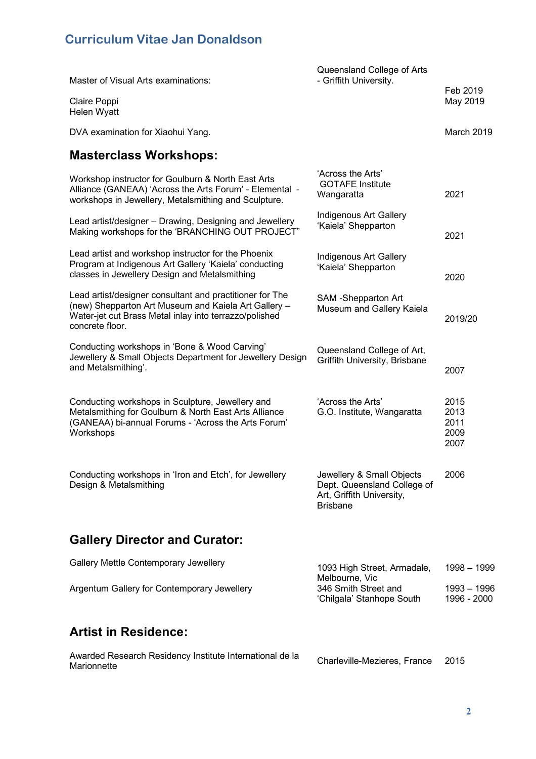## Curriculum Vitae Jan Donaldson

| | | |
|---|---|---|
| Master of Visual Arts examinations: | Queensland College of Arts - Griffith University. | |
| Claire Poppi | | Feb 2019 |
| Helen Wyatt | | May 2019 |
| DVA examination for Xiaohui Yang. | | March 2019 |

## Masterclass Workshops:

| | | |
|---|---|---|
| Workshop instructor for Goulburn & North East Arts Alliance (GANEAA) 'Across the Arts Forum' - Elemental - workshops in Jewellery, Metalsmithing and Sculpture. | 'Across the Arts' GOTAFE Institute Wangaratta | 2021 |
| Lead artist/designer – Drawing, Designing and Jewellery Making workshops for the 'BRANCHING OUT PROJECT" | Indigenous Art Gallery 'Kaiela' Shepparton | 2021 |
| Lead artist and workshop instructor for the Phoenix Program at Indigenous Art Gallery 'Kaiela' conducting classes in Jewellery Design and Metalsmithing | Indigenous Art Gallery 'Kaiela' Shepparton | 2020 |
| Lead artist/designer consultant and practitioner for The (new) Shepparton Art Museum and Kaiela Art Gallery – Water-jet cut Brass Metal inlay into terrazzo/polished concrete floor. | SAM -Shepparton Art Museum and Gallery Kaiela | 2019/20 |
| Conducting workshops in 'Bone & Wood Carving' Jewellery & Small Objects Department for Jewellery Design and Metalsmithing'. | Queensland College of Art, Griffith University, Brisbane | 2007 |
| Conducting workshops in Sculpture, Jewellery and Metalsmithing for Goulburn & North East Arts Alliance (GANEAA) bi-annual Forums - 'Across the Arts Forum' Workshops | 'Across the Arts' G.O. Institute, Wangaratta | 2015<br>2013<br>2011<br>2009<br>2007 |
| Conducting workshops in 'Iron and Etch', for Jewellery Design & Metalsmithing | Jewellery & Small Objects Dept. Queensland College of Art, Griffith University, Brisbane | 2006 |

## Gallery Director and Curator:

| | | |
|---|---|---|
| Gallery Mettle Contemporary Jewellery | 1093 High Street, Armadale, Melbourne, Vic | 1998 – 1999 |
| Argentum Gallery for Contemporary Jewellery | 346 Smith Street and 'Chilgala' Stanhope South | 1993 – 1996<br>1996 - 2000 |

## Artist in Residence:

| | | |
|---|---|---|
| Awarded Research Residency Institute International de la Marionnette | Charleville-Mezieres, France | 2015 |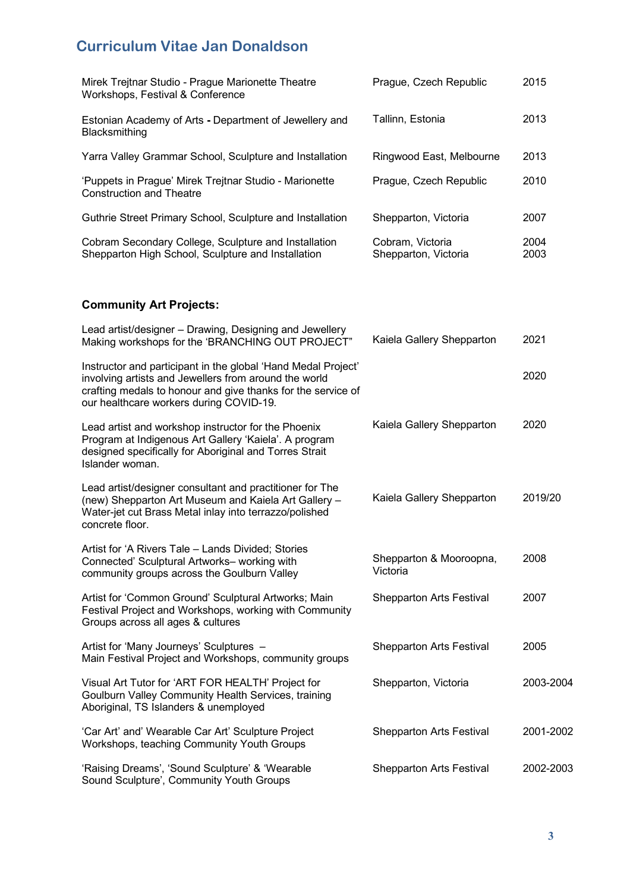## Curriculum Vitae Jan Donaldson

| | | |
|---|---|---|
| Mirek Trejtnar Studio - Prague Marionette Theatre Workshops, Festival & Conference | Prague, Czech Republic | 2015 |
| Estonian Academy of Arts **-** Department of Jewellery and Blacksmithing | Tallinn, Estonia | 2013 |
| Yarra Valley Grammar School, Sculpture and Installation | Ringwood East, Melbourne | 2013 |
| 'Puppets in Prague' Mirek Trejtnar Studio - Marionette Construction and Theatre | Prague, Czech Republic | 2010 |
| Guthrie Street Primary School, Sculpture and Installation | Shepparton, Victoria | 2007 |
| Cobram Secondary College, Sculpture and Installation | Cobram, Victoria | 2004 |
| Shepparton High School, Sculpture and Installation | Shepparton, Victoria | 2003 |

**Community Art Projects:**

| | | |
|---|---|---|
| Lead artist/designer – Drawing, Designing and Jewellery Making workshops for the 'BRANCHING OUT PROJECT" | Kaiela Gallery Shepparton | 2021 |
| Instructor and participant in the global 'Hand Medal Project' involving artists and Jewellers from around the world crafting medals to honour and give thanks for the service of our healthcare workers during COVID-19. | | 2020 |
| Lead artist and workshop instructor for the Phoenix Program at Indigenous Art Gallery 'Kaiela'. A program designed specifically for Aboriginal and Torres Strait Islander woman. | Kaiela Gallery Shepparton | 2020 |
| Lead artist/designer consultant and practitioner for The (new) Shepparton Art Museum and Kaiela Art Gallery – Water-jet cut Brass Metal inlay into terrazzo/polished concrete floor. | Kaiela Gallery Shepparton | 2019/20 |
| Artist for 'A Rivers Tale – Lands Divided; Stories Connected' Sculptural Artworks– working with community groups across the Goulburn Valley | Shepparton & Mooroopna, Victoria | 2008 |
| Artist for 'Common Ground' Sculptural Artworks; Main Festival Project and Workshops, working with Community Groups across all ages & cultures | Shepparton Arts Festival | 2007 |
| Artist for 'Many Journeys' Sculptures – Main Festival Project and Workshops, community groups | Shepparton Arts Festival | 2005 |
| Visual Art Tutor for 'ART FOR HEALTH' Project for Goulburn Valley Community Health Services, training Aboriginal, TS Islanders & unemployed | Shepparton, Victoria | 2003-2004 |
| 'Car Art' and' Wearable Car Art' Sculpture Project Workshops, teaching Community Youth Groups | Shepparton Arts Festival | 2001-2002 |
| 'Raising Dreams', 'Sound Sculpture' & 'Wearable Sound Sculpture', Community Youth Groups | Shepparton Arts Festival | 2002-2003 |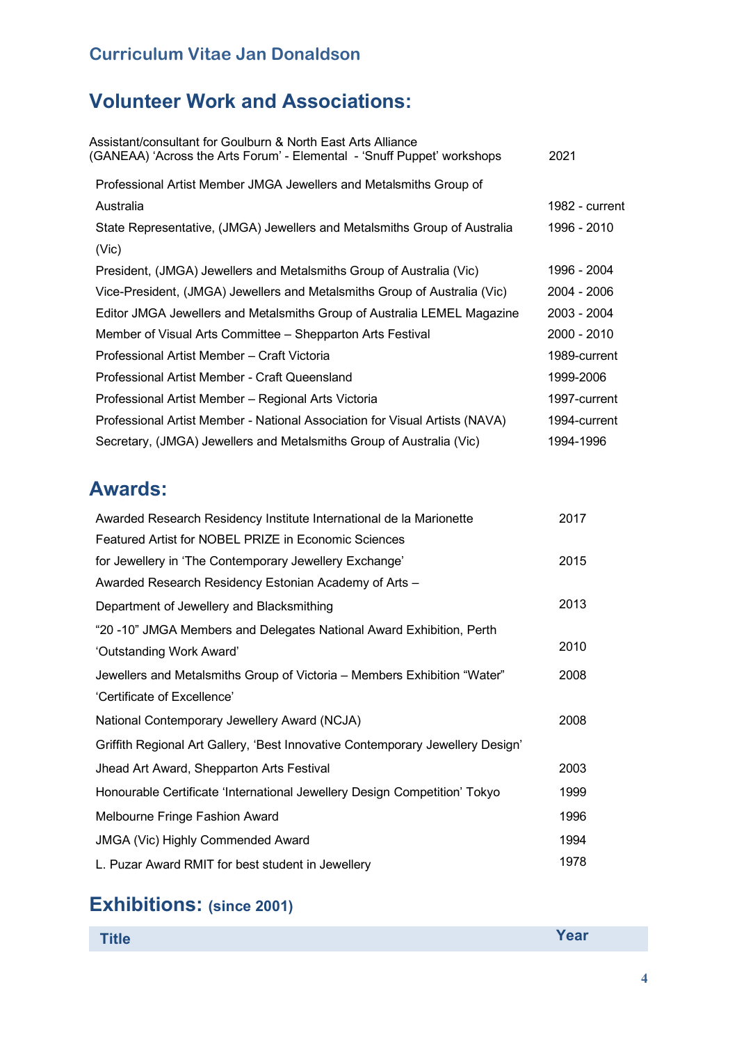## Curriculum Vitae Jan Donaldson

# Volunteer Work and Associations:

| | |
|---|---|
| Assistant/consultant for Goulburn & North East Arts Alliance (GANEAA) 'Across the Arts Forum' - Elemental - 'Snuff Puppet' workshops | 2021 |
| Professional Artist Member JMGA Jewellers and Metalsmiths Group of Australia | 1982 - current |
| State Representative, (JMGA) Jewellers and Metalsmiths Group of Australia (Vic) | 1996 - 2010 |
| President, (JMGA) Jewellers and Metalsmiths Group of Australia (Vic) | 1996 - 2004 |
| Vice-President, (JMGA) Jewellers and Metalsmiths Group of Australia (Vic) | 2004 - 2006 |
| Editor JMGA Jewellers and Metalsmiths Group of Australia LEMEL Magazine | 2003 - 2004 |
| Member of Visual Arts Committee – Shepparton Arts Festival | 2000 - 2010 |
| Professional Artist Member – Craft Victoria | 1989-current |
| Professional Artist Member - Craft Queensland | 1999-2006 |
| Professional Artist Member – Regional Arts Victoria | 1997-current |
| Professional Artist Member - National Association for Visual Artists (NAVA) | 1994-current |
| Secretary, (JMGA) Jewellers and Metalsmiths Group of Australia (Vic) | 1994-1996 |

# Awards:

| | |
|---|---|
| Awarded Research Residency Institute International de la Marionette | 2017 |
| Featured Artist for NOBEL PRIZE in Economic Sciences for Jewellery in 'The Contemporary Jewellery Exchange' | 2015 |
| Awarded Research Residency Estonian Academy of Arts – Department of Jewellery and Blacksmithing | 2013 |
| "20 -10" JMGA Members and Delegates National Award Exhibition, Perth 'Outstanding Work Award' | 2010 |
| Jewellers and Metalsmiths Group of Victoria – Members Exhibition "Water" 'Certificate of Excellence' | 2008 |
| National Contemporary Jewellery Award (NCJA) Griffith Regional Art Gallery, 'Best Innovative Contemporary Jewellery Design' | 2008 |
| Jhead Art Award, Shepparton Arts Festival | 2003 |
| Honourable Certificate 'International Jewellery Design Competition' Tokyo | 1999 |
| Melbourne Fringe Fashion Award | 1996 |
| JMGA (Vic) Highly Commended Award | 1994 |
| L. Puzar Award RMIT for best student in Jewellery | 1978 |

# Exhibitions: (since 2001)

| Title | Year |
|---|---|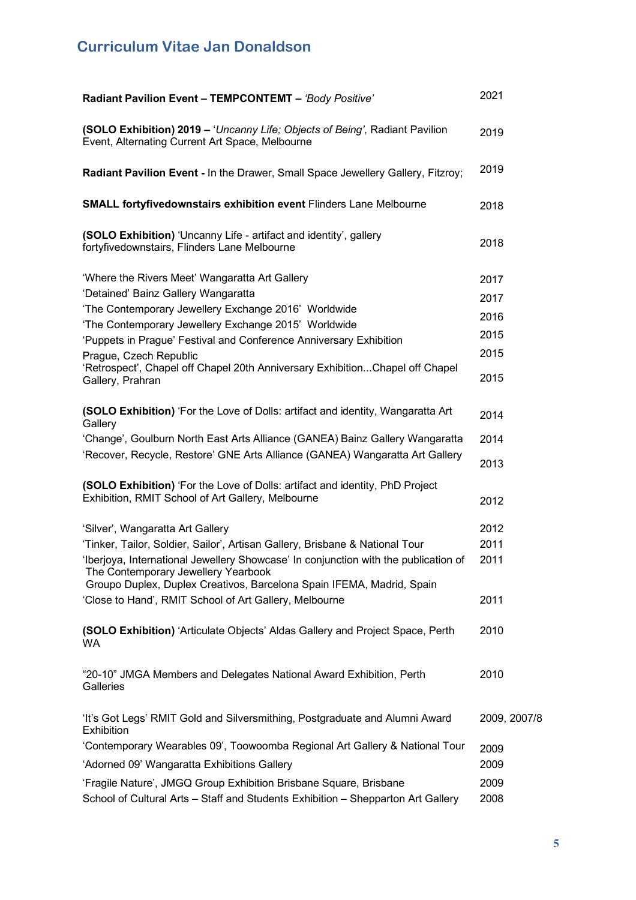## Curriculum Vitae Jan Donaldson

| | |
|---|---|
| **Radiant Pavilion Event – TEMPCONTEMT –** *'Body Positive'* | 2021 |
| **(SOLO Exhibition) 2019 –** '*Uncanny Life; Objects of Being'*, Radiant Pavilion Event, Alternating Current Art Space, Melbourne | 2019 |
| **Radiant Pavilion Event -** In the Drawer, Small Space Jewellery Gallery, Fitzroy; | 2019 |
| **SMALL fortyfivedownstairs exhibition event** Flinders Lane Melbourne | 2018 |
| **(SOLO Exhibition)** 'Uncanny Life - artifact and identity', gallery fortyfivedownstairs, Flinders Lane Melbourne | 2018 |
| 'Where the Rivers Meet' Wangaratta Art Gallery | 2017 |
| 'Detained' Bainz Gallery Wangaratta | 2017 |
| 'The Contemporary Jewellery Exchange 2016' Worldwide | 2016 |
| 'The Contemporary Jewellery Exchange 2015' Worldwide | 2015 |
| 'Puppets in Prague' Festival and Conference Anniversary Exhibition Prague, Czech Republic | 2015 |
| 'Retrospect', Chapel off Chapel 20th Anniversary Exhibition...Chapel off Chapel Gallery, Prahran | 2015 |
| **(SOLO Exhibition)** 'For the Love of Dolls: artifact and identity, Wangaratta Art Gallery | 2014 |
| 'Change', Goulburn North East Arts Alliance (GANEA) Bainz Gallery Wangaratta | 2014 |
| 'Recover, Recycle, Restore' GNE Arts Alliance (GANEA) Wangaratta Art Gallery | 2013 |
| **(SOLO Exhibition)** 'For the Love of Dolls: artifact and identity, PhD Project Exhibition, RMIT School of Art Gallery, Melbourne | 2012 |
| 'Silver', Wangaratta Art Gallery | 2012 |
| 'Tinker, Tailor, Soldier, Sailor', Artisan Gallery, Brisbane & National Tour | 2011 |
| 'Iberjoya, International Jewellery Showcase' In conjunction with the publication of The Contemporary Jewellery Yearbook Groupo Duplex, Duplex Creativos, Barcelona Spain IFEMA, Madrid, Spain | 2011 |
| 'Close to Hand', RMIT School of Art Gallery, Melbourne | 2011 |
| **(SOLO Exhibition)** 'Articulate Objects' Aldas Gallery and Project Space, Perth WA | 2010 |
| "20-10" JMGA Members and Delegates National Award Exhibition, Perth Galleries | 2010 |
| 'It's Got Legs' RMIT Gold and Silversmithing, Postgraduate and Alumni Award Exhibition | 2009, 2007/8 |
| 'Contemporary Wearables 09', Toowoomba Regional Art Gallery & National Tour | 2009 |
| 'Adorned 09' Wangaratta Exhibitions Gallery | 2009 |
| 'Fragile Nature', JMGQ Group Exhibition Brisbane Square, Brisbane | 2009 |
| School of Cultural Arts – Staff and Students Exhibition – Shepparton Art Gallery | 2008 |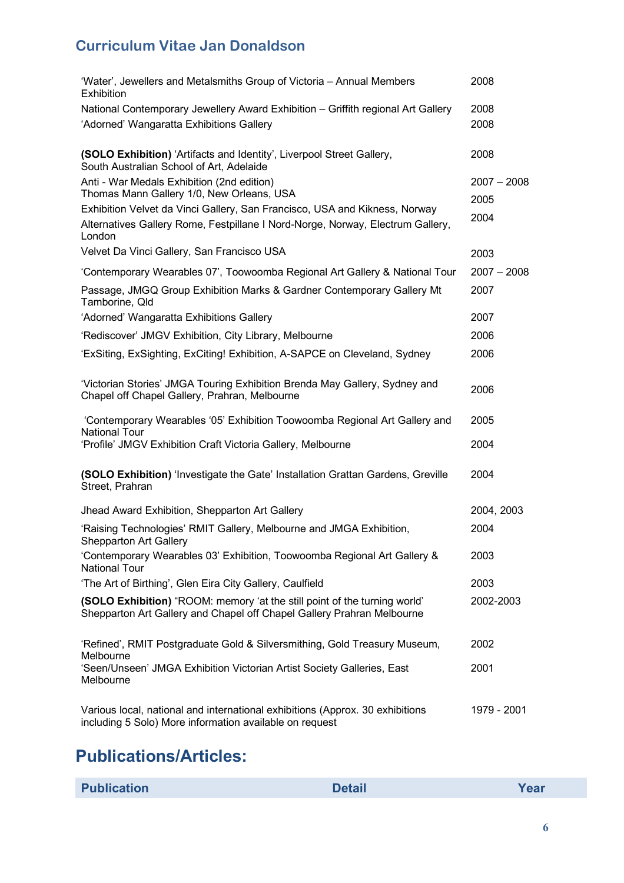## Curriculum Vitae Jan Donaldson

| | |
|---|---|
| 'Water', Jewellers and Metalsmiths Group of Victoria – Annual Members Exhibition | 2008 |
| National Contemporary Jewellery Award Exhibition – Griffith regional Art Gallery | 2008 |
| 'Adorned' Wangaratta Exhibitions Gallery | 2008 |
| **(SOLO Exhibition)** 'Artifacts and Identity', Liverpool Street Gallery, South Australian School of Art, Adelaide | 2008 |
| Anti - War Medals Exhibition (2nd edition) | 2007 – 2008 |
| Thomas Mann Gallery 1/0, New Orleans, USA | 2005 |
| Exhibition Velvet da Vinci Gallery, San Francisco, USA and Kikness, Norway | 2004 |
| Alternatives Gallery Rome, Festpillane I Nord-Norge, Norway, Electrum Gallery, London | |
| Velvet Da Vinci Gallery, San Francisco USA | 2003 |
| 'Contemporary Wearables 07', Toowoomba Regional Art Gallery & National Tour | 2007 – 2008 |
| Passage, JMGQ Group Exhibition Marks & Gardner Contemporary Gallery Mt Tamborine, Qld | 2007 |
| 'Adorned' Wangaratta Exhibitions Gallery | 2007 |
| 'Rediscover' JMGV Exhibition, City Library, Melbourne | 2006 |
| 'ExSiting, ExSighting, ExCiting! Exhibition, A-SAPCE on Cleveland, Sydney | 2006 |
| 'Victorian Stories' JMGA Touring Exhibition Brenda May Gallery, Sydney and Chapel off Chapel Gallery, Prahran, Melbourne | 2006 |
| 'Contemporary Wearables '05' Exhibition Toowoomba Regional Art Gallery and National Tour | 2005 |
| 'Profile' JMGV Exhibition Craft Victoria Gallery, Melbourne | 2004 |
| **(SOLO Exhibition)** 'Investigate the Gate' Installation Grattan Gardens, Greville Street, Prahran | 2004 |
| Jhead Award Exhibition, Shepparton Art Gallery | 2004, 2003 |
| 'Raising Technologies' RMIT Gallery, Melbourne and JMGA Exhibition, Shepparton Art Gallery | 2004 |
| 'Contemporary Wearables 03' Exhibition, Toowoomba Regional Art Gallery & National Tour | 2003 |
| 'The Art of Birthing', Glen Eira City Gallery, Caulfield | 2003 |
| **(SOLO Exhibition)** "ROOM: memory 'at the still point of the turning world' Shepparton Art Gallery and Chapel off Chapel Gallery Prahran Melbourne | 2002-2003 |
| 'Refined', RMIT Postgraduate Gold & Silversmithing, Gold Treasury Museum, Melbourne | 2002 |
| 'Seen/Unseen' JMGA Exhibition Victorian Artist Society Galleries, East Melbourne | 2001 |
| Various local, national and international exhibitions (Approx. 30 exhibitions including 5 Solo) More information available on request | 1979 - 2001 |

# Publications/Articles:

| Publication | Detail | Year |
|---|---|---|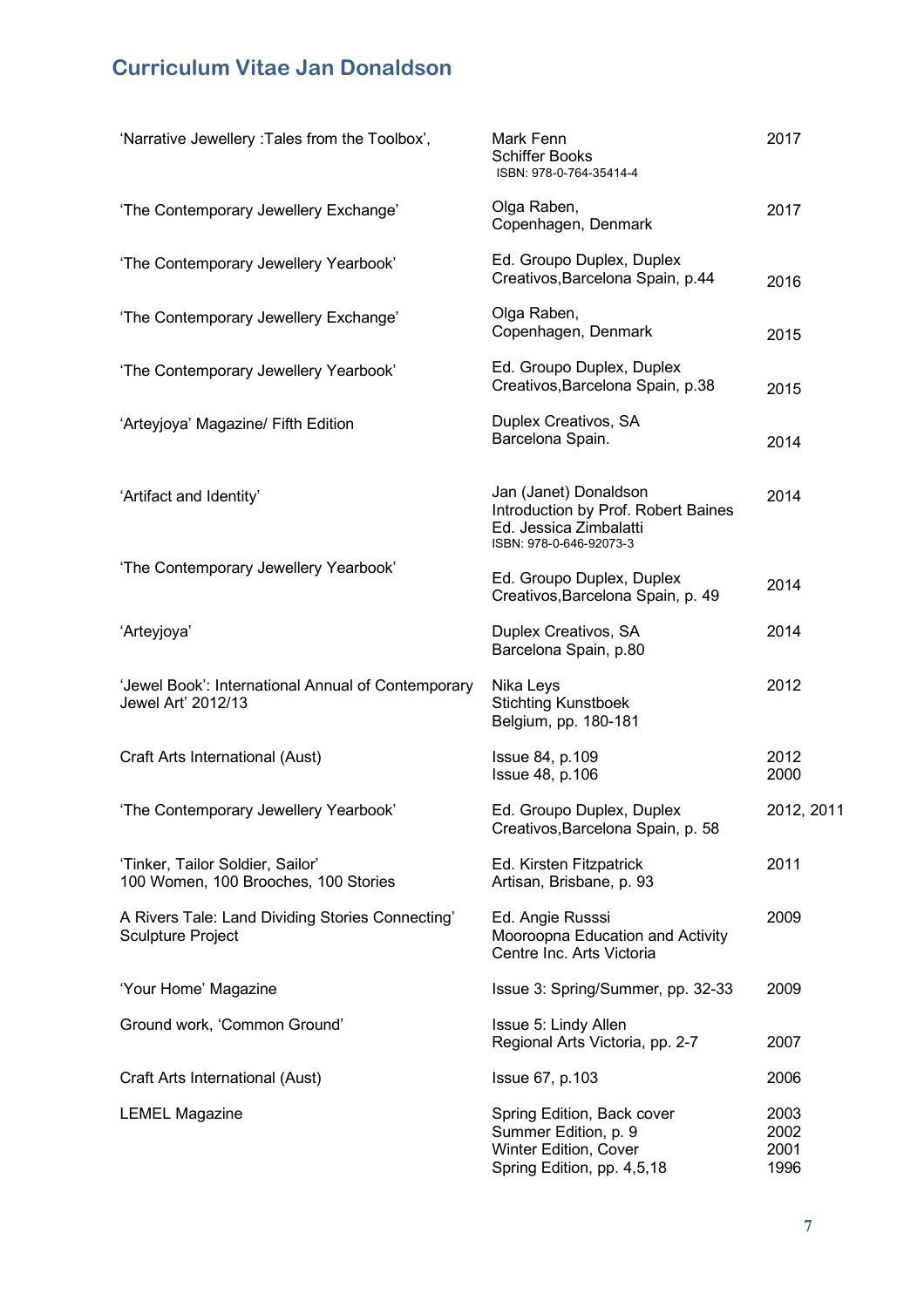## Curriculum Vitae Jan Donaldson

| | | |
|---|---|---|
| 'Narrative Jewellery :Tales from the Toolbox', | Mark Fenn<br>Schiffer Books<br>ISBN: 978-0-764-35414-4 | 2017 |
| 'The Contemporary Jewellery Exchange' | Olga Raben,<br>Copenhagen, Denmark | 2017 |
| 'The Contemporary Jewellery Yearbook' | Ed. Groupo Duplex, Duplex Creativos,Barcelona Spain, p.44 | 2016 |
| 'The Contemporary Jewellery Exchange' | Olga Raben,<br>Copenhagen, Denmark | 2015 |
| 'The Contemporary Jewellery Yearbook' | Ed. Groupo Duplex, Duplex Creativos,Barcelona Spain, p.38 | 2015 |
| 'Arteyjoya' Magazine/ Fifth Edition | Duplex Creativos, SA<br>Barcelona Spain. | 2014 |
| 'Artifact and Identity' | Jan (Janet) Donaldson<br>Introduction by Prof. Robert Baines<br>Ed. Jessica Zimbalatti<br>ISBN: 978-0-646-92073-3 | 2014 |
| 'The Contemporary Jewellery Yearbook' | Ed. Groupo Duplex, Duplex Creativos,Barcelona Spain, p. 49 | 2014 |
| 'Arteyjoya' | Duplex Creativos, SA<br>Barcelona Spain, p.80 | 2014 |
| 'Jewel Book': International Annual of Contemporary Jewel Art' 2012/13 | Nika Leys<br>Stichting Kunstboek<br>Belgium, pp. 180-181 | 2012 |
| Craft Arts International (Aust) | Issue 84, p.109<br>Issue 48, p.106 | 2012<br>2000 |
| 'The Contemporary Jewellery Yearbook' | Ed. Groupo Duplex, Duplex Creativos,Barcelona Spain, p. 58 | 2012, 2011 |
| 'Tinker, Tailor Soldier, Sailor'<br>100 Women, 100 Brooches, 100 Stories | Ed. Kirsten Fitzpatrick<br>Artisan, Brisbane, p. 93 | 2011 |
| A Rivers Tale: Land Dividing Stories Connecting' Sculpture Project | Ed. Angie Russsi<br>Mooroopna Education and Activity Centre Inc. Arts Victoria | 2009 |
| 'Your Home' Magazine | Issue 3: Spring/Summer, pp. 32-33 | 2009 |
| Ground work, 'Common Ground' | Issue 5: Lindy Allen<br>Regional Arts Victoria, pp. 2-7 | 2007 |
| Craft Arts International (Aust) | Issue 67, p.103 | 2006 |
| LEMEL Magazine | Spring Edition, Back cover<br>Summer Edition, p. 9<br>Winter Edition, Cover<br>Spring Edition, pp. 4,5,18 | 2003<br>2002<br>2001<br>1996 |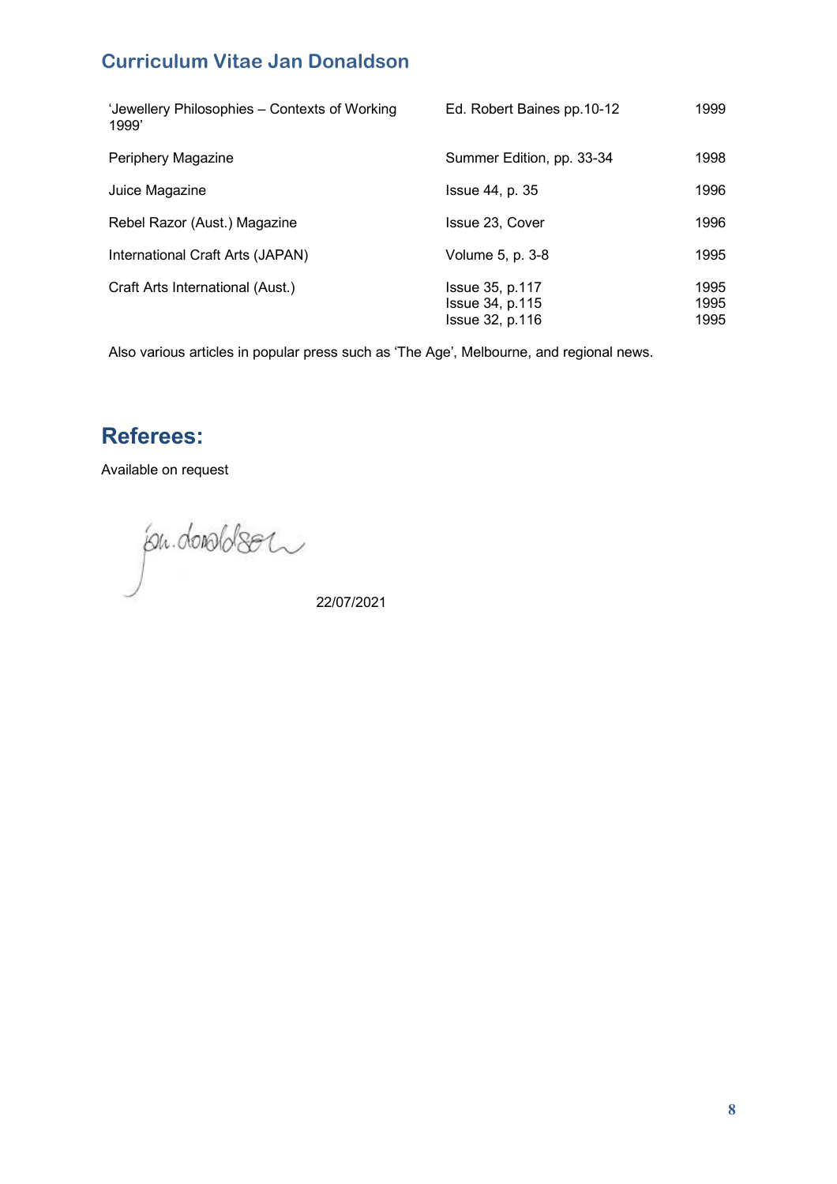## Curriculum Vitae Jan Donaldson

| | | |
|---|---|---|
| 'Jewellery Philosophies – Contexts of Working 1999' | Ed. Robert Baines pp.10-12 | 1999 |
| Periphery Magazine | Summer Edition, pp. 33-34 | 1998 |
| Juice Magazine | Issue 44, p. 35 | 1996 |
| Rebel Razor (Aust.) Magazine | Issue 23, Cover | 1996 |
| International Craft Arts (JAPAN) | Volume 5, p. 3-8 | 1995 |
| Craft Arts International (Aust.) | Issue 35, p.117<br>Issue 34, p.115<br>Issue 32, p.116 | 1995<br>1995<br>1995 |

Also various articles in popular press such as 'The Age', Melbourne, and regional news.

# Referees:

Available on request

jan.donaldson

22/07/2021